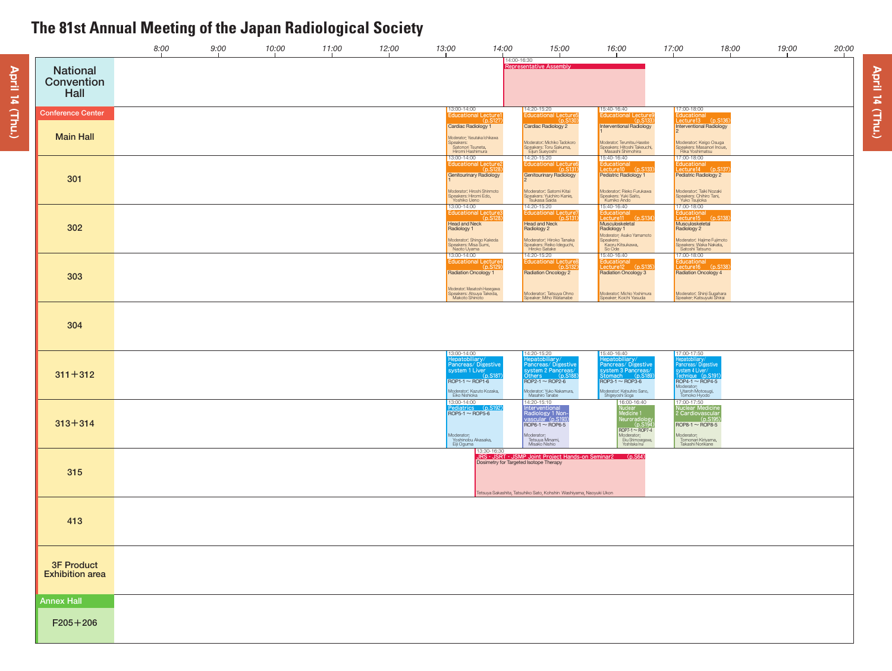# The 81st Annual Meeting of the Japan Radiological Society

**April 14 (Thu.)**

## National Convention Hall

- **14:00-16:30** Representative Assembly

## Conference Center

### Main Hall

- **13:00-14:00** Educational Lecture1 (p.S127)
  Cardiac Radiology 1
  Moderator: Yasutaka Ichikawa
  Speakers: Satonori Tsuneta, Hiromi Hashimura
- **14:20-15:20** Educational Lecture5 (p.S130)
  Cardiac Radiology 2
  Moderator: Michiko Tadokoro
  Speakers: Toru Sakuma, Eijun Sueyoshi
- **15:40-16:40** Educational Lecture9 (p.S133)
  Interventional Radiology 1
  Moderator: Terumitsu Hasebe
  Speakers: Hitoshi Takeuchi, Masashi Shimohira
- **17:00-18:00** Educational Lecture13 (p.S136)
  Interventional Radiology 2
  Moderator: Keigo Osuga
  Speakers: Masanori Inoue, Rika Yoshimatsu

### 301

- **13:00-14:00** Educational Lecture2 (p.S128)
  Genitourinary Radiology 1
  Moderator: Hiroshi Shinmoto
  Speakers: Hiromi Edo, Yoshiko Ueno
- **14:20-15:20** Educational Lecture6 (p.S131)
  Genitourinary Radiology 2
  Moderator: Satomi Kitai
  Speakers: Yuichiro Kanie, Tsukasa Saida
- **15:40-16:40** Educational Lecture10 (p.S133)
  Pediatric Radiology 1
  Moderator: Rieko Furukawa
  Speakers: Yuki Saito, Kumiko Ando
- **17:00-18:00** Educational Lecture14 (p.S137)
  Pediatric Radiology 2
  Moderator: Taiki Nozaki
  Speakers: Chihiro Tani, Yuko Tsujioka

### 302

- **13:00-14:00** Educational Lecture3 (p.S128)
  Head and Neck Radiology 1
  Moderator: Shingo Kakeda
  Speakers: Misa Sumi, Naoto Uyama
- **14:20-15:20** Educational Lecture7 (p.S131)
  Head and Neck Radiology 2
  Moderator: Hiroko Tanaka
  Speakers: Reiko Ideguchi, Hiroko Satake
- **15:40-16:40** Educational Lecture11 (p.S134)
  Musculoskeletal Radiology 1
  Moderator: Asako Yamamoto
  Speakers: Kaoru Kitsukawa, So Ode
- **17:00-18:00** Educational Lecture15 (p.S138)
  Musculoskeletal Radiology 2
  Moderator: Hajime Fujimoto
  Speakers: Waka Nakata, Satoshi Tatsuno

### 303

- **13:00-14:00** Educational Lecture4 (p.S129)
  Radiation Oncology 1
  Moderator: Masatoshi Hasegawa
  Speakers: Atsuya Takeda, Makoto Shinoto
- **14:20-15:20** Educational Lecture8 (p.S132)
  Radiation Oncology 2
  Moderator: Tatsuya Ohno
  Speaker: Miho Watanabe
- **15:40-16:40** Educational Lecture12 (p.S135)
  Radiation Oncology 3
  Moderator: Michio Yoshimura
  Speaker: Koichi Yasuda
- **17:00-18:00** Educational Lecture16 (p.S138)
  Radiation Oncology 4
  Moderator: Shinji Sugahara
  Speaker: Katsuyuki Shirai

### 304

### 311＋312

- **13:00-14:00** Hepatobiliary/ Pancreas/ Digestive system 1 Liver (p.S187)
  ROP1-1 ～ ROP1-6
  Moderator: Kazuto Kozaka, Eiko Nishioka
- **14:20-15:20** Hepatobiliary/ Pancreas/ Digestive system 2 Pancreas/ Others (p.S188)
  ROP2-1 ～ ROP2-6
  Moderator: Yuko Nakamura, Masahiro Tanabe
- **15:40-16:40** Hepatobiliary/ Pancreas/ Digestive system 3 Pancreas/ Stomach (p.S189)
  ROP3-1 ～ ROP3-6
  Moderator: Katsuhiro Sano, Shigeyoshi Soga
- **17:00-17:50** Hepatobiliary/ Pancreas/ Digestive system 4 Liver/ Technique (p.S191)
  ROP4-1 ～ ROP4-5
  Moderator: Utaroh Motosugi, Tomoko Hyodo

### 313＋314

- **13:00-14:00** Pediatrics (p.S192)
  ROP5-1 ～ ROP5-6
  Moderator: Yoshinobu Akasaka, Eiji Oguma
- **14:20-15:10** Interventional Radiology 1 Non-vascular (p.S193)
  ROP6-1 ～ ROP6-5
  Moderator: Tetsuya Minami, Misako Nishio
- **16:00-16:40** Nuclear Medicine 1 Neuroradiology (p.S194)
  ROP7-1 ～ ROP7-4
  Moderator: Eku Shimosegawa, Yoshitaka Inui
- **17:00-17:50** Nuclear Medicine 2 Cardiovascular (p.S195)
  ROP8-1 ～ ROP8-5
  Moderator: Tomonari Kiriyama, Takashi Norikane

### 315

- **13:30-16:30** JRS・JSRT・JSMP Joint Project Hands-on Seminar2 (p.S64)
  Dosimetry for Targeted Isotope Therapy
  Tetsuya Sakashita, Tatsuhiko Sato, Kohshin Washiyama, Naoyuki Ukon

### 413

### 3F Product Exhibition area

## Annex Hall

### F205＋206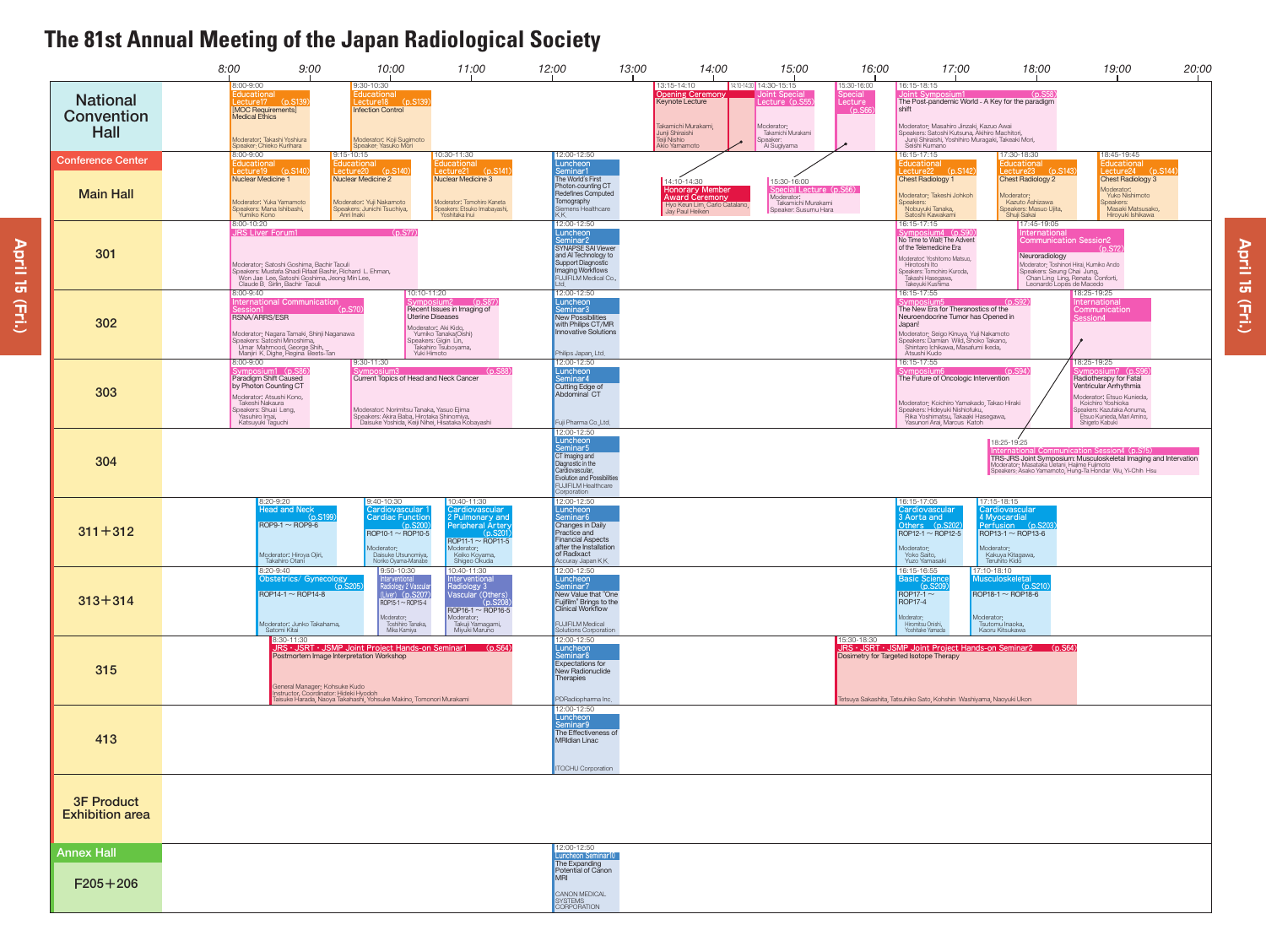# The 81st Annual Meeting of the Japan Radiological Society

**April 15 (Fri.)**

## National Convention Hall

- **8:00-9:00** Educational Lecture17 (p.S139) — [MOC Requirements] Medical Ethics. Moderator: Takashi Yoshiura. Speaker: Chieko Kurihara
- **9:30-10:30** Educational Lecture18 (p.S139) — Infection Control. Moderator: Koji Sugimoto. Speaker: Yasuko Mori
- **13:15-14:10** Opening Ceremony / Keynote Lecture — Takamichi Murakami, Junji Shiraishi, Teiji Nishio, Akio Yamamoto
- **14:10-14:30** Honorary Member Award Ceremony — Hyo Keun Lim, Carlo Catalano, Jay Paul Heiken
- **14:30-15:15** Joint Special Lecture (p.S55) — Moderator: Takamichi Murakami. Speaker: Ai Sugiyama
- **15:30-16:00** Special Lecture (p.S66) — Moderator: Takamichi Murakami. Speaker: Susumu Hara
- **16:15-18:15** Joint Symposium1 (p.S58) — The Post-pandemic World - A Key for the paradigm shift. Moderator: Masahiro Jinzaki, Kazue Awai. Speakers: Satoshi Kutsuna, Akihiro Machitori, Junji Shiraishi, Yoshihiro Muragaki, Takeaki Mori, Seishi Kumano

## Conference Center

### Main Hall

- **8:00-9:00** Educational Lecture19 (p.S140) — Nuclear Medicine 1. Moderator: Yuka Yamamoto. Speakers: Mana Ishibashi, Yumiko Kono
- **9:15-10:15** Educational Lecture20 (p.S140) — Nuclear Medicine 2. Moderator: Yuji Nakamoto. Speakers: Junichi Tsuchiya, Anri Inaki
- **10:30-11:30** Educational Lecture21 (p.S141) — Nuclear Medicine 3. Moderator: Tomohiro Kaneta. Speakers: Etsuko Imabayashi, Yoshitaka Inui
- **12:00-12:50** Luncheon Seminar1 — The World's First Photon-counting CT Redefines Computed Tomography. Siemens Healthcare K.K.
- **16:15-17:15** Educational Lecture22 (p.S142) — Chest Radiology 1. Moderator: Takeshi Johkoh. Speakers: Nobuyuki Tanaka, Satoshi Kawakami
- **17:30-18:30** Educational Lecture23 (p.S143) — Chest Radiology 2. Moderator: Kazuto Ashizawa. Speakers: Masuo Ujita, Shuji Sakai
- **18:45-19:45** Educational Lecture24 (p.S144) — Chest Radiology 3. Moderator: Yuko Nishimoto. Speakers: Masaki Matsusako, Hiroyuki Ishikawa

### 301

- **8:00-10:20** JRS Liver Forum1 (p.S77) — Moderator: Satoshi Goshima, Bachir Taouli. Speakers: Mustafa Shadi Rifaat Bashir, Richard L. Ehman, Won Jae Lee, Satoshi Goshima, Jeong Min Lee, Claude B. Sirlin, Bachir Taouli
- **12:00-12:50** Luncheon Seminar2 — SYNAPSE SAI Viewer and AI Technology to Support Diagnostic Imaging Workflows. FUJIFILM Medical Co., Ltd.
- **16:15-17:15** Symposium4 (p.S90) — No Time to Wait! The Advent of the Telemedicine Era. Moderator: Yoshitomo Matsuo, Hirotoshi Ito. Speakers: Tomohiro Kuroda, Takashi Hasegawa, Takeyuki Kushima
- **17:45-19:05** International Communication Session2 (p.S72) — Neuroradiology. Moderator: Toshinori Hirai, Kumiko Ando. Speakers: Seung Chai Jung, Chan Ling Ling, Renata Conforti, Leonardo Lopes de Macedo

### 302

- **8:00-9:40** International Communication Session1 (p.S70) — RSNA/ARRS/ESR. Moderator: Nagara Tamaki, Shinji Naganawa. Speakers: Satoshi Minoshima, Umar Mahmood, George Shih, Manjiri K. Dighe, Regina Beets-Tan
- **10:10-11:20** Symposium2 (p.S87) — Recent Issues in Imaging of Uterine Diseases. Moderator: Aki Kido, Yumiko Tanaka(Oishi). Speakers: Gigin Lin, Takahiro Tsuboyama, Yuki Himoto
- **12:00-12:50** Luncheon Seminar3 — New Possibilities with Philips CT/MR Innovative Solutions. Philips Japan, Ltd.
- **16:15-17:55** Symposium5 (p.S92) — The New Era for Theranostics of the Neuroendocrine Tumor has Opened in Japan! Moderator: Seigo Kinuya, Yuji Nakamoto. Speakers: Damian Wild, Shoko Takano, Shintaro Ichikawa, Masafumi Ikeda, Atsushi Kudo
- **18:25-19:25** International Communication Session4

### 303

- **8:00-9:00** Symposium1 (p.S86) — Paradigm Shift Caused by Photon Counting CT. Moderator: Atsushi Kono, Takeshi Nakaura. Speakers: Shuai Leng, Yasuhiro Imai, Katsuyuki Taguchi
- **9:30-11:30** Symposium3 (p.S88) — Current Topics of Head and Neck Cancer. Moderator: Norimitsu Tanaka, Yasuo Ejima. Speakers: Akira Baba, Hirotaka Shinomiya, Daisuke Yoshida, Keiji Nihei, Hisataka Kobayashi
- **12:00-12:50** Luncheon Seminar4 — Cutting Edge of Abdominal CT. Fuji Pharma Co.,Ltd.
- **16:15-17:55** Symposium6 (p.S94) — The Future of Oncologic Intervention. Moderator: Koichiro Yamakado, Takao Hiraki. Speakers: Hideyuki Nishiofuku, Rika Yoshimatsu, Takaaki Hasegawa, Yasunori Arai, Marcus Katoh
- **18:25-19:25** Symposium7 (p.S96) — Radiotherapy for Fatal Ventricular Arrhythmia. Moderator: Etsuo Kunieda, Koichiro Yoshioka. Speakers: Kazutaka Aonuma, Etsuo Kunieda, Mari Amino, Shigeto Kabuki

### 304

- **12:00-12:50** Luncheon Seminar5 — CT Imaging and Diagnosis in the Cardiovascular, Evolution and Possibilities. FUJIFILM Healthcare Corporation
- **18:25-19:25** International Communication Session4 (p.S75) — TRS-JRS Joint Symposium: Musculoskeletal Imaging and Intervation. Moderator: Masataka Uetani, Hajime Fujimoto. Speakers: Asako Yamamoto, Hung-Ta Hondar Wu, Yi-Chih Hsu

### 311＋312

- **8:20-9:20** Head and Neck (p.S199) — ROP9-1 ～ ROP9-6. Moderator: Hiroya Ojiri, Takahiro Otani
- **9:40-10:30** Cardiovascular 1 Cardiac Function (p.S200) — ROP10-1 ～ ROP10-5. Moderator: Daisuke Utsunomiya, Noriko Oyama-Manabe
- **10:40-11:30** Cardiovascular 2 Pulmonary and Peripheral Artery (p.S201) — ROP11-1 ～ ROP11-5. Moderator: Keiko Koyama, Shigeo Okuda
- **12:00-12:50** Luncheon Seminar6 — Changes in Daily Practice and Financial Aspects after the Installation of Radixact. Accuray Japan K.K.
- **16:15-17:05** Cardiovascular 3 Aorta and Others (p.S202) — ROP12-1 ～ ROP12-5. Moderator: Yoko Saito, Yuzo Yamasaki
- **17:15-18:15** Cardiovascular 4 Myocardial Perfusion (p.S203) — ROP13-1 ～ ROP13-6. Moderator: Kakuya Kitagawa, Teruhito Kido

### 313＋314

- **8:20-9:40** Obstetrics/ Gynecology (p.S205) — ROP14-1 ～ ROP14-8. Moderator: Junko Takahama, Satomi Kitai
- **9:50-10:30** Interventional Radiology 2 Vascular (Liver) (p.S207) — ROP15-1 ～ ROP15-4. Moderator: Toshihiro Tanaka, Mika Kamiya
- **10:40-11:30** Interventional Radiology 3 Vascular (Others) (p.S208) — ROP16-1 ～ ROP16-5. Moderator: Takuji Yamagami, Miyuki Maruno
- **12:00-12:50** Luncheon Seminar7 — New Value that "One Fujifilm" Brings to the Clinical Workflow. FUJIFILM Medical Solutions Corporation
- **16:15-16:55** Basic Science (p.S209) — ROP17-1 ～ ROP17-4. Moderator: Hiromitsu Onishi, Yoshitake Yamada
- **17:10-18:10** Musculoskeletal (p.S210) — ROP18-1 ～ ROP18-6. Moderator: Tsutomu Inaoka, Kaoru Kitsukawa

### 315

- **8:30-11:30** JRS・JSRT・JSMP Joint Project Hands-on Seminar1 (p.S64) — Postmortem Image Interpretation Workshop. General Manager: Kohsuke Kudo. Instructor, Coordinator: Hideki Hyodoh, Taisuke Harada, Naoya Takahashi, Yohsuke Makino, Tomonori Murakami
- **12:00-12:50** Luncheon Seminar8 — Expectations for New Radionuclide Therapies. PDRadiopharma Inc.
- **15:30-18:30** JRS・JSRT・JSMP Joint Project Hands-on Seminar2 (p.S64) — Dosimetry for Targeted Isotope Therapy. Tetsuya Sakashita, Tatsuhiko Sato, Kohshin Washiyama, Naoyuki Ukon

### 413

- **12:00-12:50** Luncheon Seminar9 — The Effectiveness of MRIdian Linac. ITOCHU Corporation

### 3F Product Exhibition area

## Annex Hall

### F205＋206

- **12:00-12:50** Luncheon Seminar10 — The Expanding Potential of Canon MRI. CANON MEDICAL SYSTEMS CORPORATION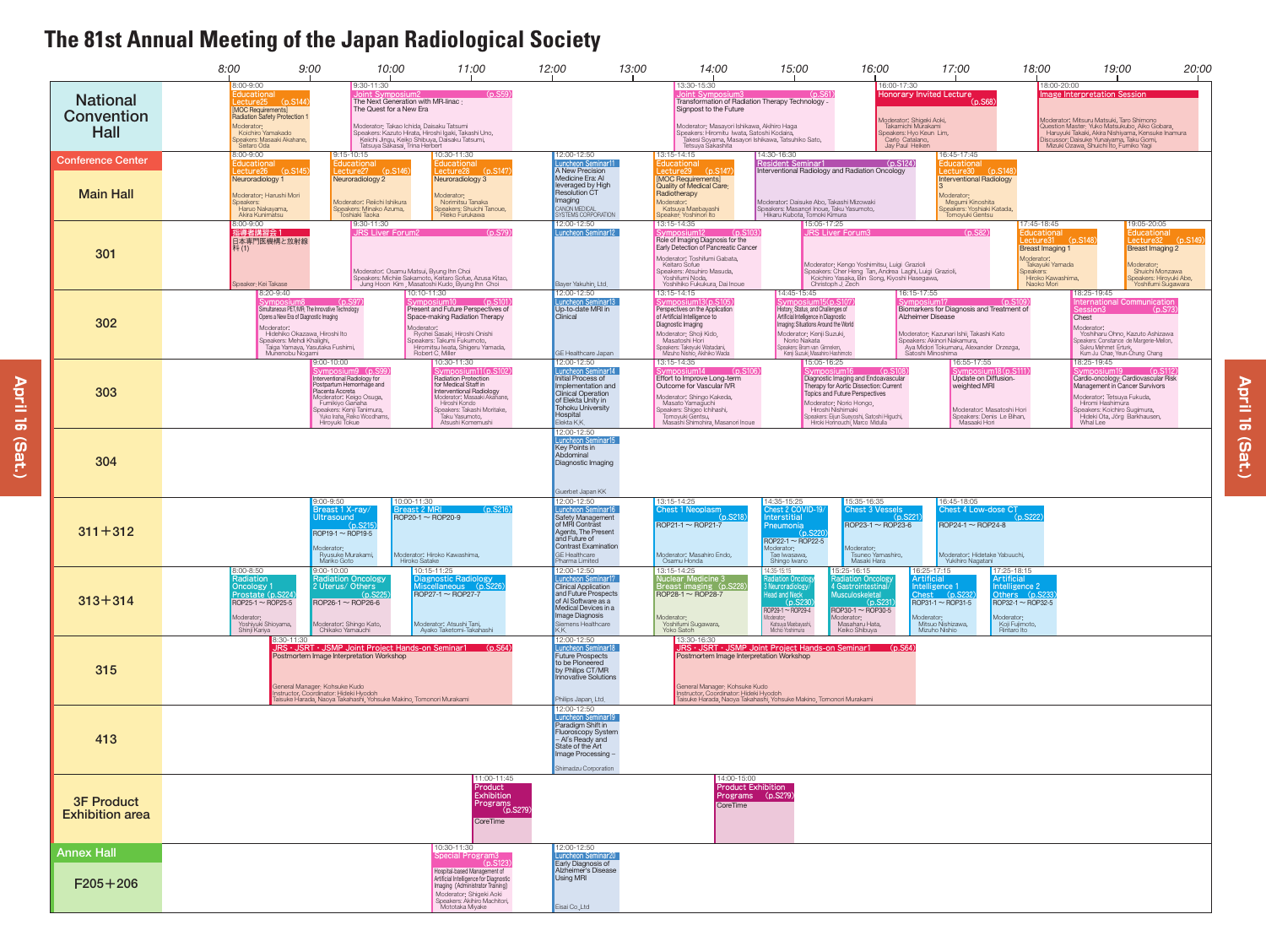# The 81st Annual Meeting of the Japan Radiological Society

**April 16 (Sat.)**

## National Convention Hall

- **8:00-9:00** Educational Lecture25 (p.S144) — [MOC Requirements] Radiation Safety Protection 1. Moderator: Koichiro Yamakado. Speakers: Masaaki Akahane, Seitaro Oda
- **9:30-11:30** Joint Symposium2 (p.S59) — The Next Generation with MR-linac : The Quest for a New Era. Moderator: Takao Ichida, Daisaku Tatsumi. Speakers: Kazuto Hirata, Hiroshi Igaki, Takashi Uno, Keiichi Jingu, Keiko Shibuya, Daisaku Tatsumi, Tatsuya Sakasai, Trina Herbert
- **13:30-15:30** Joint Symposium3 (p.S61) — Transformation of Radiation Therapy Technology - Signpost to the Future. Moderator: Masayori Ishikawa, Akihiro Haga. Speakers: Hiromitu Iwata, Satoshi Kodaira, Takesi Soyama, Masayori Ishikawa, Tatsuhiko Sato, Tetsuya Sakashita
- **16:00-17:30** Honorary Invited Lecture (p.S68). Moderator: Shigeki Aoki, Takamichi Murakami. Speakers: Hyo Keun Lim, Carlo Catalano, Jay Paul Heiken
- **18:00-20:00** Image Interpretation Session. Moderator: Mitsuru Matsuki, Taro Shimono. Question Master: Yuko Matsukubo, Aiko Gobara, Haruyuki Takaki, Akira Nishiyama, Kensuke Inamura. Discussor: Daisuke Yunaiyama, Taku Gomi, Mizuki Ozawa, Shuichi Ito, Fumiko Yagi

## Conference Center

### Main Hall

- **8:00-9:00** Educational Lecture26 (p.S145) — Neuroradiology 1. Moderator: Harushi Mori. Speakers: Haruo Nakayama, Akira Kunimatsu
- **9:15-10:15** Educational Lecture27 (p.S146) — Neuroradiology 2. Moderator: Reiichi Ishikura. Speakers: Minako Azuma, Toshiaki Taoka
- **10:30-11:30** Educational Lecture28 (p.S147) — Neuroradiology 3. Moderator: Norimitsu Tanaka. Speakers: Shuichi Tanoue, Rieko Furukawa
- **12:00-12:50** Luncheon Seminar11 — A New Precision Medicine Era: AI leveraged by High Resolution CT Imaging. CANON MEDICAL SYSTEMS CORPORATION
- **13:15-14:15** Educational Lecture29 (p.S147) — [MOC Requirements] Quality of Medical Care: Radiotherapy. Moderator: Katsuya Maebayashi. Speaker: Yoshinori Ito
- **14:30-16:30** Resident Seminar1 (p.S124) — Interventional Radiology and Radiation Oncology. Moderator: Daisuke Abo, Takashi Mizowaki. Speakers: Masanori Inoue, Taku Yasumoto, Hikaru Kubota, Tomoki Kimura
- **16:45-17:45** Educational Lecture30 (p.S148) — Interventional Radiology 3. Moderator: Megumi Kinoshita. Speakers: Yoshiaki Katada, Tomoyuki Gentsu

### 301

- **8:00-9:00** 指導者講習会1 — 日本専門医機構と放射線科(1). Speaker: Kei Takase
- **9:30-11:30** JRS Liver Forum2 (p.S79). Moderator: Osamu Matsui, Byung Ihn Choi. Speakers: Michiie Sakamoto, Keitaro Sofue, Azusa Kitao, Jung Hoon Kim, Masatoshi Kudo, Byung Ihn Choi
- **12:00-12:50** Luncheon Seminar12. Bayer Yakuhin, Ltd.
- **13:15-14:35** Symposium12 (p.S103) — Role of Imaging Diagnosis for the Early Detection of Pancreatic Cancer. Moderator: Toshifumi Gabata, Keitaro Sofue. Speakers: Atsuhiro Masuda, Yoshifumi Noda, Yoshihiko Fukukura, Dai Inoue
- **15:05-17:25** JRS Liver Forum3 (p.S82). Moderator: Kengo Yoshimitsu, Luigi Grazioli. Speakers: Cher Heng Tan, Andrea Laghi, Luigi Grazioli, Koichiro Yasaka, Bin Song, Kiyoshi Hasegawa, Christoph J. Zech
- **17:45-18:45** Educational Lecture31 (p.S148) — Breast Imaging 1. Moderator: Takayuki Yamada. Speakers: Hiroko Kawashima, Naoko Mori
- **19:05-20:05** Educational Lecture32 (p.S149) — Breast Imaging 2. Moderator: Shuichi Monzawa. Speakers: Hiroyuki Abe, Yoshifumi Sugawara

### 302

- **8:20-9:40** Symposium8 (p.S97) — Simultaneous PET/MR: The Innovative Technology Opens a New Era of Diagnostic Imaging. Moderator: Hidehiko Okazawa, Hiroshi Ito. Speakers: Mehdi Khalighi, Taiga Yamaya, Yasutaka Fushimi, Munenobu Nogami
- **10:10-11:30** Symposium10 (p.S101) — Present and Future Perspectives of Space-making Radiation Therapy. Moderator: Ryohei Sasaki, Hiroshi Onishi. Speakers: Takumi Fukumoto, Hiromitsu Iwata, Shigeru Yamada, Robert C. Miller
- **12:00-12:50** Luncheon Seminar13 — Up-to-date MRI in Clinical. GE Healthcare Japan
- **13:15-14:15** Symposium13 (p.S105) — Perspectives on the Application of Artificial Intelligence to Diagnostic Imaging. Moderator: Shoji Kido, Masatoshi Hori. Speakers: Takeyuki Watadani, Mizuho Nishio, Akihiko Wada
- **14:45-15:45** Symposium15 (p.S107) — History, Status, and Challenges of Artificial Intelligence in Diagnostic Imaging: Situations Around the World. Moderator: Kenji Suzuki, Norio Nakata. Speakers: Bram van Ginneken, Kenji Suzuki, Masahiro Hashimoto
- **16:15-17:55** Symposium17 (p.S109) — Biomarkers for Diagnosis and Treatment of Alzheimer Disease. Moderator: Kazunari Ishii, Takashi Kato. Speakers: Akinori Nakamura, Aya Midori Tokumaru, Alexander Drzezga, Satoshi Minoshima
- **18:25-19:45** International Communication Session3 (p.S73) — Chest. Moderator: Yoshiharu Ohno, Kazuto Ashizawa. Speakers: Constance de Margerie-Mellon, Sukru Mehmet Erturk, Kum Ju Chae, Yeun-Chung Chang

### 303

- **9:00-10:00** Symposium9 (p.S99) — Interventional Radiology for Postpartum Hemorrhage and Placenta Accreta. Moderator: Keigo Osuga, Fumikiyo Ganaha. Speakers: Kenji Tanimura, Yuko Iraha, Reiko Woodhams, Hiroyuki Tokue
- **10:30-11:30** Symposium11 (p.S102) — Radiation Protection for Medical Staff in Interventional Radiology. Moderator: Masaaki Akahane, Hiroshi Kondo. Speakers: Takashi Moritake, Taku Yasumoto, Atsushi Komemushi
- **12:00-12:50** Luncheon Seminar14 — Initial Process of Implementation and Clinical Operation of Elekta Unity in Tohoku University Hospital. Elekta K.K.
- **13:15-14:35** Symposium14 (p.S106) — Effort to Improve Long-term Outcome for Vascular IVR. Moderator: Shingo Kakeda, Masato Yamaguchi. Speakers: Shigeo Ichihashi, Tomoyuki Gentsu, Masashi Shimohira, Masanori Inoue
- **15:05-16:25** Symposium16 (p.S108) — Diagnostic Imaging and Endovascular Therapy for Aortic Dissection: Current Topics and Future Perspectives. Moderator: Norio Hongo, Hiroshi Nishimaki. Speakers: Eijun Sueyoshi, Satoshi Higuchi, Hiroki Horinouchi, Marco Midulla
- **16:55-17:55** Symposium18 (p.S111) — Update on Diffusion-weighted MRI. Moderator: Masatoshi Hori. Speakers: Denis Le Bihan, Masaaki Hori
- **18:25-19:45** Symposium19 (p.S112) — Cardio-oncology-Cardiovascular Risk Management in Cancer Survivors. Moderator: Tetsuya Fukuda, Hiromi Hashimura. Speakers: Koichiro Sugimura, Hideki Ota, Jörg Barkhausen, Whal Lee

### 304

- **12:00-12:50** Luncheon Seminar15 — Key Points in Abdominal Diagnostic Imaging. Guerbet Japan KK

### 311+312

- **9:00-9:50** Breast 1 X-ray/Ultrasound (p.S215) — ROP19-1～ROP19-5. Moderator: Ryusuke Murakami, Mariko Goto
- **10:00-11:30** Breast 2 MRI (p.S216) — ROP20-1～ROP20-9. Moderator: Hiroko Kawashima, Hiroko Satake
- **12:00-12:50** Luncheon Seminar16 — Safety Management of MRI Contrast Agents, The Present and Future of Contrast Examination. GE Healthcare Pharma Limited
- **13:15-14:25** Chest 1 Neoplasm (p.S218) — ROP21-1～ROP21-7. Moderator: Masahiro Endo, Osamu Honda
- **14:35-15:25** Chest 2 COVID-19/Interstitial Pneumonia (p.S220) — ROP22-1～ROP22-5. Moderator: Tae Iwasawa, Shingo Iwano
- **15:35-16:35** Chest 3 Vessels (p.S221) — ROP23-1～ROP23-6. Moderator: Tsuneo Yamashiro, Masaki Hara
- **16:45-18:05** Chest 4 Low-dose CT (p.S222) — ROP24-1～ROP24-8. Moderator: Hidetake Yabuuchi, Yukihiro Nagatani

### 313+314

- **8:00-8:50** Radiation Oncology 1 Prostate (p.S224) — ROP25-1～ROP25-5. Moderator: Yoshiyuki Shioyama, Shinji Kariya
- **9:00-10:00** Radiation Oncology 2 Uterus/Others (p.S225) — ROP26-1～ROP26-6. Moderator: Shingo Kato, Chikako Yamauchi
- **10:15-11:25** Diagnostic Radiology Miscellaneous (p.S226) — ROP27-1～ROP27-7. Moderator: Atsushi Tani, Ayako Taketomi-Takahashi
- **12:00-12:50** Luncheon Seminar17 — Clinical Application and Future Prospects of AI Software as a Medical Devices in a Image Diagnosis. Siemens Healthcare K.K.
- **13:15-14:25** Nuclear Medicine 3 Breast Imaging (p.S228) — ROP28-1～ROP28-7. Moderator: Yoshifumi Sugawara, Yoko Satoh
- **14:35-15:15** Radiation Oncology 3 Neuroradiology/Head and Neck (p.S230) — ROP29-1～ROP29-4. Moderator: Katsuya Maebayashi, Michio Yoshimura
- **15:25-16:15** Radiation Oncology 4 Gastrointestinal/Musculoskeletal (p.S231) — ROP30-1～ROP30-5. Moderator: Masaharu Hata, Keiko Shibuya
- **16:25-17:15** Artificial Intelligence 1 Chest (p.S232) — ROP31-1～ROP31-5. Moderator: Mitsuo Nishizawa, Mizuho Nishio
- **17:25-18:15** Artificial Intelligence 2 Others (p.S233) — ROP32-1～ROP32-5. Moderator: Koji Fujimoto, Rintaro Ito

### 315

- **8:30-11:30** JRS・JSRT・JSMP Joint Project Hands-on Seminar1 (p.S64) — Postmortem Image Interpretation Workshop. General Manager: Kohsuke Kudo. Instructor, Coordinator: Hideki Hyodoh. Taisuke Harada, Naoya Takahashi, Yohsuke Makino, Tomonori Murakami
- **12:00-12:50** Luncheon Seminar18 — Future Prospects to be Pioneered by Philips CT/MR Innovative Solutions. Philips Japan, Ltd.
- **13:30-16:30** JRS・JSRT・JSMP Joint Project Hands-on Seminar1 (p.S60) — Postmortem Image Interpretation Workshop. General Manager: Kohsuke Kudo. Instructor, Coordinator: Hideki Hyodoh. Taisuke Harada, Naoya Takahashi, Yohsuke Makino, Tomonori Murakami

### 413

- **12:00-12:50** Luncheon Seminar19 — Paradigm Shift in Fluoroscopy System – AI's Ready and State of the Art Image Processing –. Shimadzu Corporation

### 3F Product Exhibition area

- **11:00-11:45** Product Exhibition Programs (p.S279) — CoreTime
- **14:00-15:00** Product Exhibition Programs (p.S279) — CoreTime

## Annex Hall

### F205+206

- **10:30-11:30** Special Program3 (p.S123) — Hospital-based Management of Artificial Intelligence for Diagnostic Imaging (Administrator Training). Moderator: Shigeki Aoki. Speakers: Akihiro Machitori, Mototaka Miyake
- **12:00-12:50** Luncheon Seminar20 — Early Diagnosis of Alzheimer's Disease Using MRI. Eisai Co.,Ltd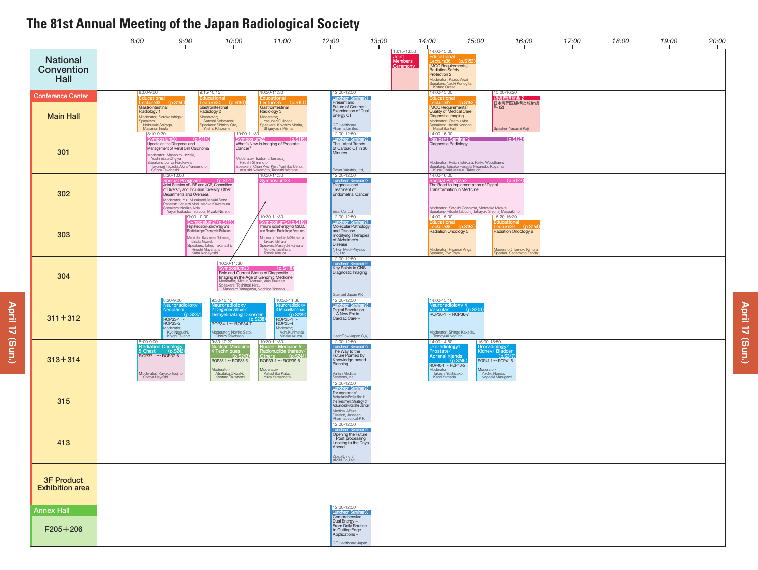# The 81st Annual Meeting of the Japan Radiological Society

**April 17 (Sun.)**

## National Convention Hall

- 13:15-13:50 Joint Members Ceremony
- 14:00-15:00 Educational Lecture36 (p.S152) [MOC Requirements] Radiation Safety Protection 2. Moderator: Kazuo Awai. Speakers: Naoki Kunugita, Kotaro Ozasa

## Conference Center

### Main Hall

- 8:00-9:00 Educational Lecture33 (p.S150) Gastrointestinal Radiology 1. Moderator: Satoko Ishigaki. Speakers: Nobuyuki Shiraga, Masanori Imuta
- 9:15-10:15 Educational Lecture34 (p.S151) Gastrointestinal Radiology 2. Moderator: Satoshi Kobayashi. Speakers: Shinichi Ota, Yoshio Kitazume
- 10:30-11:30 Educational Lecture35 (p.S151) Gastrointestinal Radiology 3. Moderator: Yasunari Fujinaga. Speakers: Koichiro Morita, Shigeyoshi Kijima
- 12:00-12:50 Luncheon Seminar21 Present and Future of Contrast Examination of Dual Energy CT. GE Healthcare Pharma Limited
- 14:00-15:00 Educational Lecture37 (p.S153) [MOC Requirements] Quality of Medical Care: Diagnostic Imaging. Moderator: Osamu Abe. Speakers: Hiroshi Kondoh, Masahiko Fujii
- 15:20-16:20 指導者協議会 2 日本専門医機構と放射線科 (2). Speaker: Yasushi Kaji

### 301

- 8:10-9:30 Symposium20 (p.S114) Update on the Diagnosis and Management of Renal Cell Carcinoma. Moderator: Masahiro Jinzaki, Yoshimitsu Ohgiya. Speakers: Junya Furukawa, Toyonori Tsuzuki, Akira Yamamoto, Satoru Takahashi
- 10:00-11:30 Symposium22 (p.S116) What's New in Imaging of Prostate Cancer? Moderator: Tsutomu Tamada, Hiroshi Shinmoto. Speakers: Chan Kyo Kim, Yoshiko Ueno, Atsushi Nakamoto, Tadashi Watabe
- 12:00-12:50 Luncheon Seminar22 The Latest Trends of Cardiac CT in 30 Minutes. Bayer Yakuhin, Ltd.
- 14:00-16:00 Resident Seminar2 (p.S125) Diagnostic Radiology. Moderator: Reiichi Ishikura, Reiko Woodhams. Speakers: Taisuke Harada, Hisanobu Koyama, Kumi Ozaki, Mitsuru Takeuchi

### 302

- 8:30-10:00 Special Program1 (p.S121) Joint Session of JRS and JCR, Committee of Diversity and Inclusion 'Diversity, Other Departments and Overseas'. Moderator: Yuji Murakami, Miyuki Sone. Panelist: Harushi Mori, Mariko Kawamura. Speakers: Noriko Aida, Yayoi Tsukada-Tetsutou, Mizuki Nishino
- 10:30-11:30 Symposium23 (→ see 304)
- 12:00-12:50 Luncheon Seminar23 Diagnosis and Treatment of Endometrial Cancer. Eisai Co.,Ltd.
- 14:00-16:00 Special Program2 (p.S122) The Road to Implementation of Digital Transformation in Medicine. Moderator: Satoshi Goshima, Mototaka Miyake. Speakers: Hitoshi Tabuchi, Takayuki Shiomi, Masaaki Ito

### 303

- 9:00-10:00 Symposium21 (p.S115) High Precision Radiotherapy and Radioisotope Therapy in Palliation. Moderator: Katsumasa Nakamura, Daisuke Miyazaki. Speakers: Takeo Takahashi, Hiroshi Mayahara, Kana Kobayashi
- 10:30-11:30 Symposium24 (p.S119) Immuno-radiotherapy for NSCLC and Related Radiologic Features. Moderator: Yoshiyuki Shioyama, Takeaki Ishihara. Speakers: Masayuki Fujiwara, Motoko Tachihara, Tomoki Kimura
- 12:00-12:50 Luncheon Seminar24 Molecular Pathology and Disease-modifying Therapies of Alzheimer's Disease. Nihon Medi-Physics Co., Ltd.
- 14:00-15:00 Educational Lecture38 (p.S153) Radiation Oncology 5. Moderator: Hisanori Ariga. Speaker: Ryo Toya
- 15:20-16:20 Educational Lecture39 (p.S154) Radiation Oncology 6. Moderator: Tomoki Kimura. Speaker: Sadamoto Zenda

### 304

- 10:30-11:30 Symposium23 (p.S118) Role and Current Status of Diagnostic Imaging in the Age of Genomic Medicine. Moderator: Mitsuru Matsuki, Akio Tsukabe. Speakers: Toshinori Hirai, Masahiro Yanagawa, Norihide Yoneda
- 12:00-12:50 Luncheon Seminar25 Key Points in CNS Diagnostic Imaging. Guerbet Japan KK

### 311+312

- 8:30-9:20 Neuroradiology 1 Neoplasm (p.S237) ROP33-1 ~ ROP33-5. Moderator: Kyo Noguchi, Koichi Takano
- 9:30-10:40 Neuroradiology 2 Degenerative/ Demyelinating Disorder (p.S238) ROP34-1 ~ ROP34-7. Moderator: Noriko Sato, Chihiro Takahashi
- 10:50-11:30 Neuroradiology 3 Miscellaneous (p.S239) ROP35-1 ~ ROP35-4. Moderator: Akira Kunimatsu, Minako Azuma
- 12:00-12:50 Luncheon Seminar26 Digital Revolution – A New Era in Cardiac Care –. HeartFlow Japan G.K.
- 14:00-15:10 Neuroradiology 4 Vascular (p.S240) ROP36-1 ~ ROP36-7. Moderator: Shingo Kakeda, Tomoyuki Noguchi

### 313+314

- 8:00-9:00 Radiation Oncology 5 Chest (p.S242) ROP37-1 ~ ROP37-6. Moderator: Kayoko Tsujino, Shinya Hayashi
- 9:30-10:20 Nuclear Medicine 4 Techniques (p.S243) ROP38-1 ~ ROP38-5. Moderator: Atsutaka Okizaki, Kentaro Takanami
- 10:30-11:30 Nuclear Medicine 5 Radionuclide therapy/ Others (p.S244) ROP39-1 ~ ROP39-6. Moderator: Katsuhiko Kato, Yuka Yamamoto
- 12:00-12:50 Luncheon Seminar27 The Way to the Future Pointed by Knowledge-based Planning. Varian Medical Systems, Inc.
- 14:00-14:50 Uroradiology1 Prostate/ Adrenal glands (p.S246) ROP40-1 ~ ROP40-5. Moderator: Takeshi Yoshizako, Kaori Yamada
- 15:00-15:50 Uroradiology2 Kidney/ Bladder (p.S247) ROP41-1 ~ ROP41-5. Moderator: Yukiko Honda, Nagaaki Marugami

### 315

- 12:00-12:50 Luncheon Seminar28 The Importance of Metastasis Evaluation in the Treatment Strategy of Advanced Prostate Cancer. Medical Affairs Division, Janssen Pharmaceutical K.K.

### 413

- 12:00-12:50 Luncheon Seminar29 Opening the Future – Post-processing Looking to the Days Ahead. Ziosoft, Inc. / AMIN Co.,Ltd.

### 3F Product Exhibition area

## Annex Hall

### F205+206

- 12:00-12:50 Luncheon Seminar30 Comprehensive Dual Energy – From Daily Routine to Cutting Edge Applications –. GE Healthcare Japan